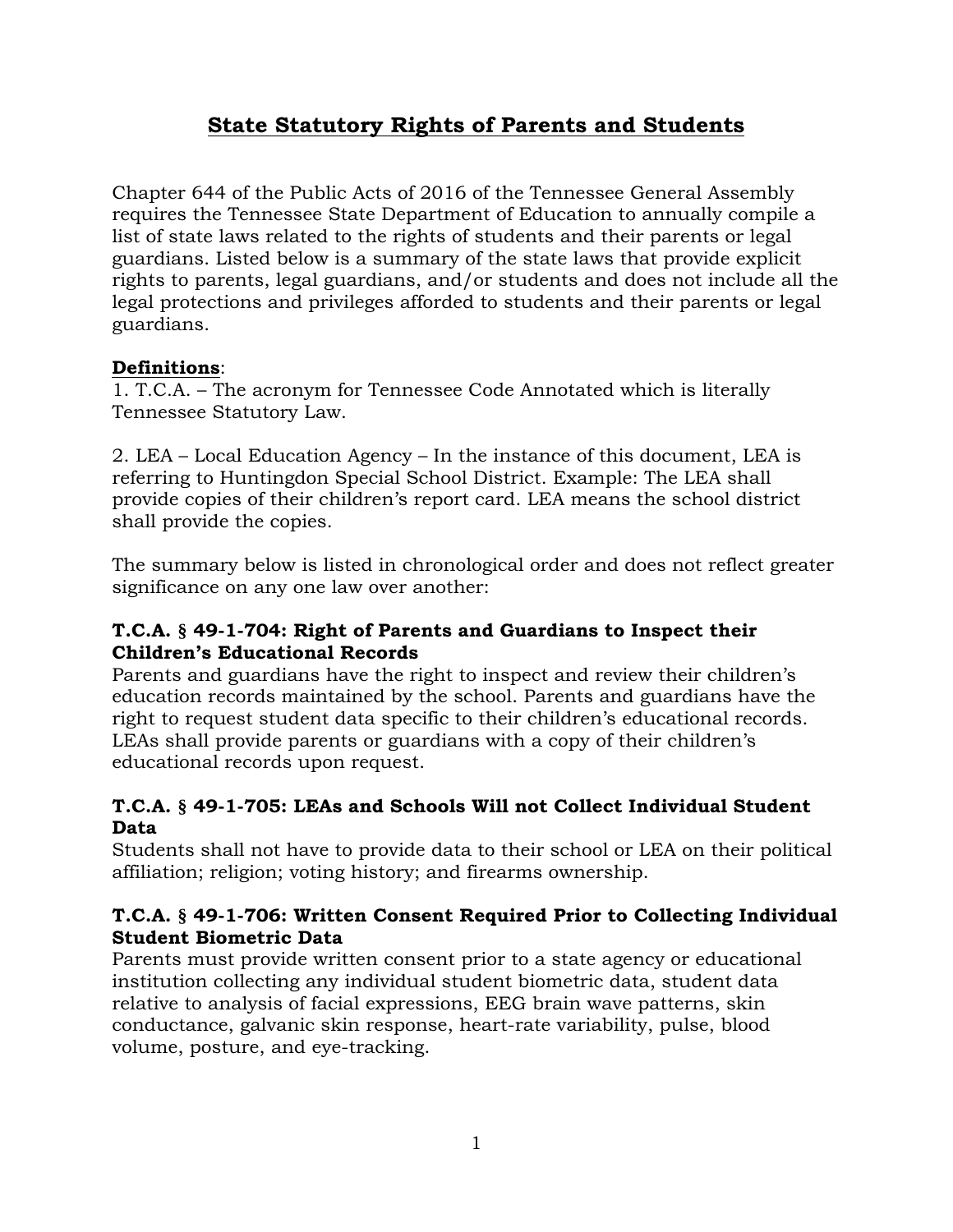# State Statutory Rights of Parents and Students

Chapter 644 of the Public Acts of 2016 of the Tennessee General Assembly requires the Tennessee State Department of Education to annually compile a list of state laws related to the rights of students and their parents or legal guardians. Listed below is a summary of the state laws that provide explicit rights to parents, legal guardians, and/or students and does not include all the legal protections and privileges afforded to students and their parents or legal guardians.

**Definitions**:

1. T.C.A. – The acronym for Tennessee Code Annotated which is literally Tennessee Statutory Law.

2. LEA – Local Education Agency – In the instance of this document, LEA is referring to Huntingdon Special School District. Example: The LEA shall provide copies of their children's report card. LEA means the school district shall provide the copies.

The summary below is listed in chronological order and does not reflect greater significance on any one law over another:

### T.C.A. § 49-1-704: Right of Parents and Guardians to Inspect their Children's Educational Records

Parents and guardians have the right to inspect and review their children's education records maintained by the school. Parents and guardians have the right to request student data specific to their children's educational records. LEAs shall provide parents or guardians with a copy of their children's educational records upon request.

### T.C.A. § 49-1-705: LEAs and Schools Will not Collect Individual Student Data

Students shall not have to provide data to their school or LEA on their political affiliation; religion; voting history; and firearms ownership.

### T.C.A. § 49-1-706: Written Consent Required Prior to Collecting Individual Student Biometric Data

Parents must provide written consent prior to a state agency or educational institution collecting any individual student biometric data, student data relative to analysis of facial expressions, EEG brain wave patterns, skin conductance, galvanic skin response, heart-rate variability, pulse, blood volume, posture, and eye-tracking.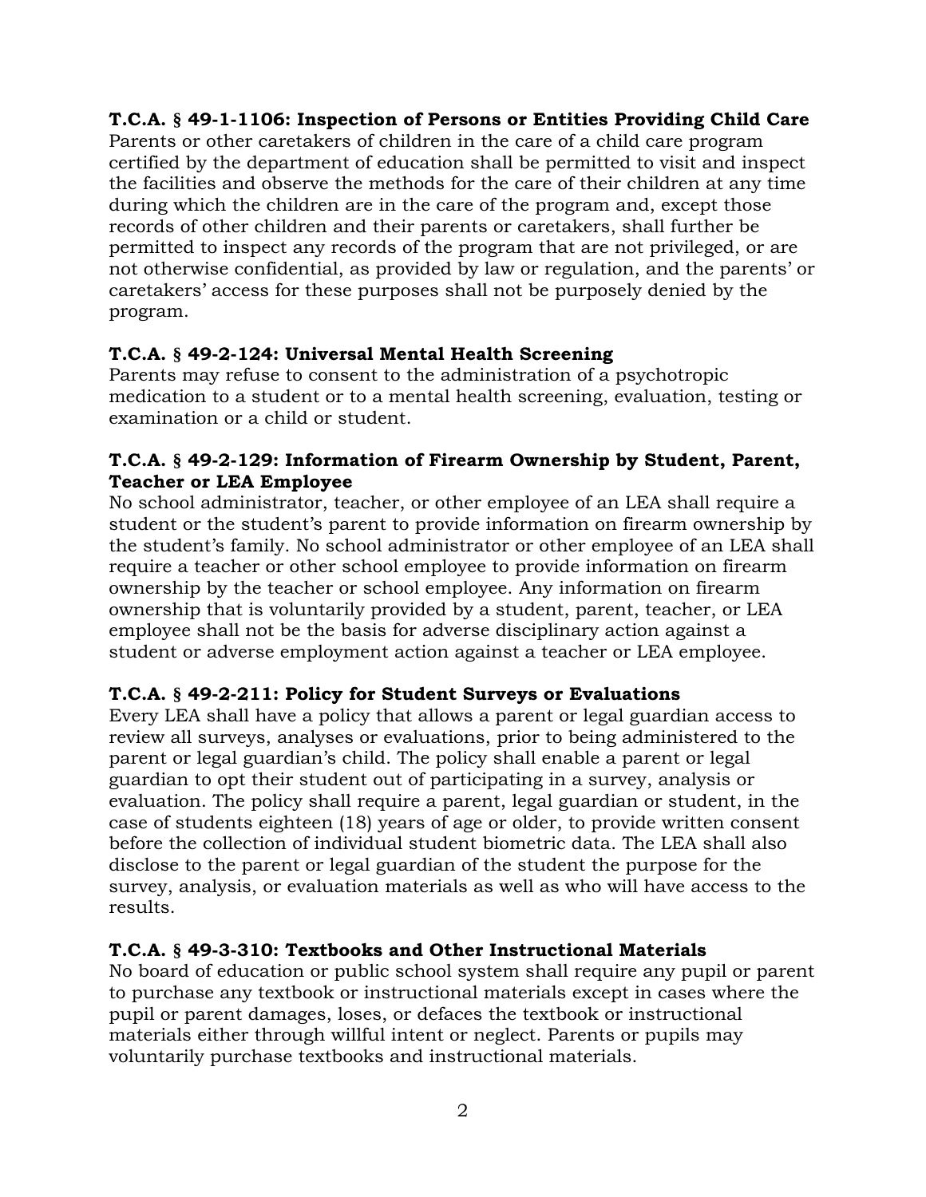**T.C.A. § 49-1-1106: Inspection of Persons or Entities Providing Child Care**
Parents or other caretakers of children in the care of a child care program certified by the department of education shall be permitted to visit and inspect the facilities and observe the methods for the care of their children at any time during which the children are in the care of the program and, except those records of other children and their parents or caretakers, shall further be permitted to inspect any records of the program that are not privileged, or are not otherwise confidential, as provided by law or regulation, and the parents' or caretakers' access for these purposes shall not be purposely denied by the program.

**T.C.A. § 49-2-124: Universal Mental Health Screening**
Parents may refuse to consent to the administration of a psychotropic medication to a student or to a mental health screening, evaluation, testing or examination or a child or student.

**T.C.A. § 49-2-129: Information of Firearm Ownership by Student, Parent, Teacher or LEA Employee**
No school administrator, teacher, or other employee of an LEA shall require a student or the student's parent to provide information on firearm ownership by the student's family. No school administrator or other employee of an LEA shall require a teacher or other school employee to provide information on firearm ownership by the teacher or school employee. Any information on firearm ownership that is voluntarily provided by a student, parent, teacher, or LEA employee shall not be the basis for adverse disciplinary action against a student or adverse employment action against a teacher or LEA employee.

**T.C.A. § 49-2-211: Policy for Student Surveys or Evaluations**
Every LEA shall have a policy that allows a parent or legal guardian access to review all surveys, analyses or evaluations, prior to being administered to the parent or legal guardian's child. The policy shall enable a parent or legal guardian to opt their student out of participating in a survey, analysis or evaluation. The policy shall require a parent, legal guardian or student, in the case of students eighteen (18) years of age or older, to provide written consent before the collection of individual student biometric data. The LEA shall also disclose to the parent or legal guardian of the student the purpose for the survey, analysis, or evaluation materials as well as who will have access to the results.

**T.C.A. § 49-3-310: Textbooks and Other Instructional Materials**
No board of education or public school system shall require any pupil or parent to purchase any textbook or instructional materials except in cases where the pupil or parent damages, loses, or defaces the textbook or instructional materials either through willful intent or neglect. Parents or pupils may voluntarily purchase textbooks and instructional materials.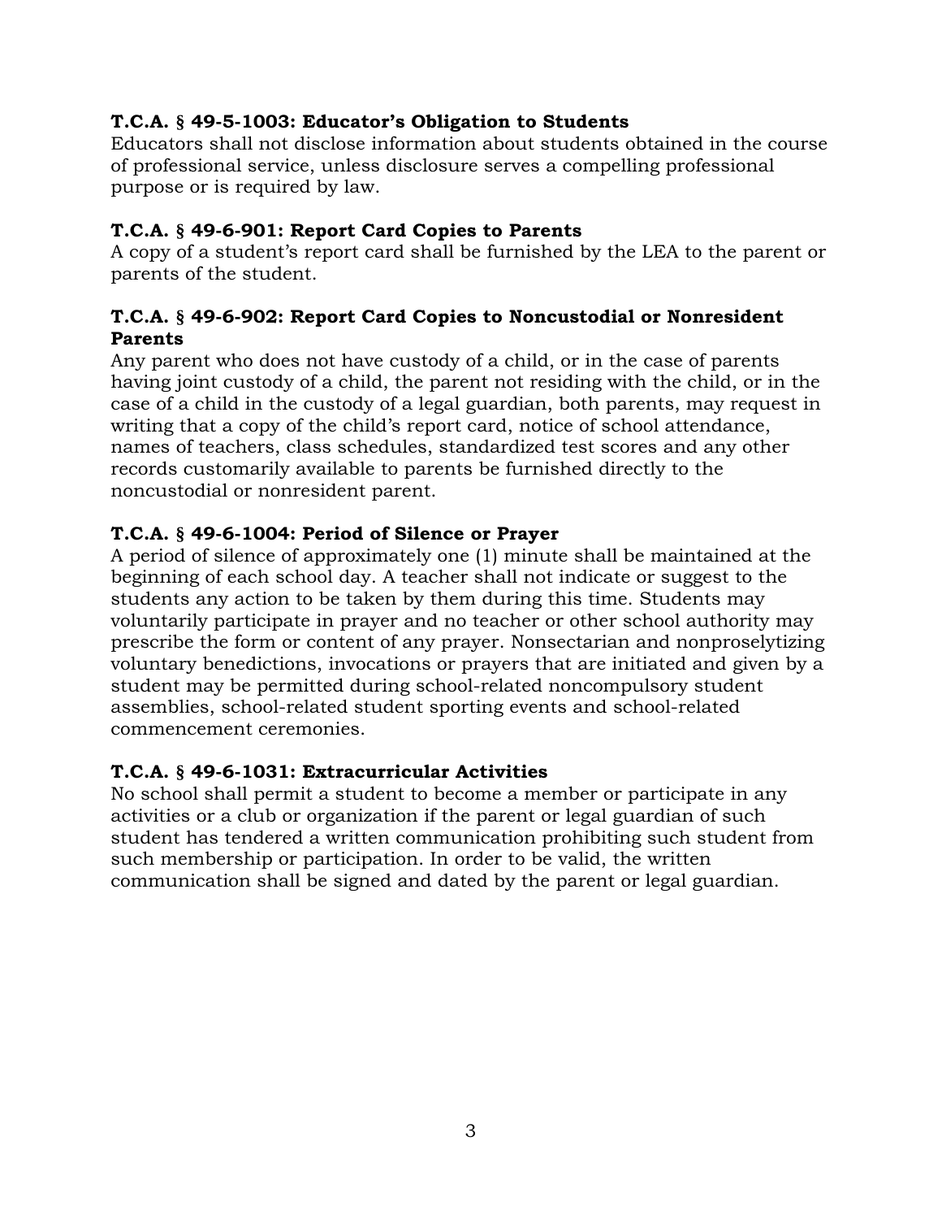**T.C.A. § 49-5-1003: Educator's Obligation to Students**

Educators shall not disclose information about students obtained in the course of professional service, unless disclosure serves a compelling professional purpose or is required by law.

**T.C.A. § 49-6-901: Report Card Copies to Parents**

A copy of a student's report card shall be furnished by the LEA to the parent or parents of the student.

**T.C.A. § 49-6-902: Report Card Copies to Noncustodial or Nonresident Parents**

Any parent who does not have custody of a child, or in the case of parents having joint custody of a child, the parent not residing with the child, or in the case of a child in the custody of a legal guardian, both parents, may request in writing that a copy of the child's report card, notice of school attendance, names of teachers, class schedules, standardized test scores and any other records customarily available to parents be furnished directly to the noncustodial or nonresident parent.

**T.C.A. § 49-6-1004: Period of Silence or Prayer**

A period of silence of approximately one (1) minute shall be maintained at the beginning of each school day. A teacher shall not indicate or suggest to the students any action to be taken by them during this time. Students may voluntarily participate in prayer and no teacher or other school authority may prescribe the form or content of any prayer. Nonsectarian and nonproselytizing voluntary benedictions, invocations or prayers that are initiated and given by a student may be permitted during school-related noncompulsory student assemblies, school-related student sporting events and school-related commencement ceremonies.

**T.C.A. § 49-6-1031: Extracurricular Activities**

No school shall permit a student to become a member or participate in any activities or a club or organization if the parent or legal guardian of such student has tendered a written communication prohibiting such student from such membership or participation. In order to be valid, the written communication shall be signed and dated by the parent or legal guardian.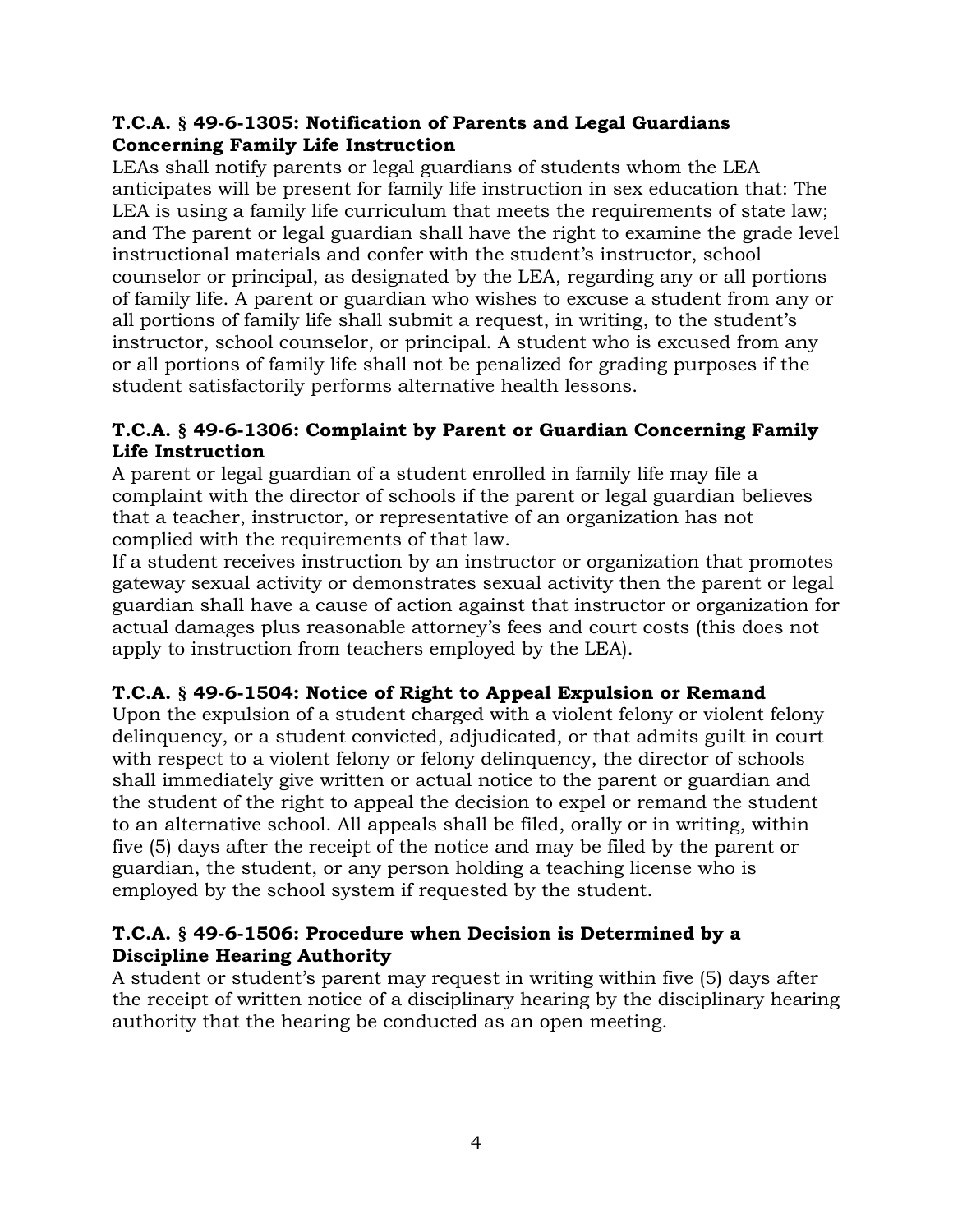**T.C.A. § 49-6-1305: Notification of Parents and Legal Guardians Concerning Family Life Instruction**

LEAs shall notify parents or legal guardians of students whom the LEA anticipates will be present for family life instruction in sex education that: The LEA is using a family life curriculum that meets the requirements of state law; and The parent or legal guardian shall have the right to examine the grade level instructional materials and confer with the student's instructor, school counselor or principal, as designated by the LEA, regarding any or all portions of family life. A parent or guardian who wishes to excuse a student from any or all portions of family life shall submit a request, in writing, to the student's instructor, school counselor, or principal. A student who is excused from any or all portions of family life shall not be penalized for grading purposes if the student satisfactorily performs alternative health lessons.

**T.C.A. § 49-6-1306: Complaint by Parent or Guardian Concerning Family Life Instruction**

A parent or legal guardian of a student enrolled in family life may file a complaint with the director of schools if the parent or legal guardian believes that a teacher, instructor, or representative of an organization has not complied with the requirements of that law.

If a student receives instruction by an instructor or organization that promotes gateway sexual activity or demonstrates sexual activity then the parent or legal guardian shall have a cause of action against that instructor or organization for actual damages plus reasonable attorney's fees and court costs (this does not apply to instruction from teachers employed by the LEA).

**T.C.A. § 49-6-1504: Notice of Right to Appeal Expulsion or Remand**

Upon the expulsion of a student charged with a violent felony or violent felony delinquency, or a student convicted, adjudicated, or that admits guilt in court with respect to a violent felony or felony delinquency, the director of schools shall immediately give written or actual notice to the parent or guardian and the student of the right to appeal the decision to expel or remand the student to an alternative school. All appeals shall be filed, orally or in writing, within five (5) days after the receipt of the notice and may be filed by the parent or guardian, the student, or any person holding a teaching license who is employed by the school system if requested by the student.

**T.C.A. § 49-6-1506: Procedure when Decision is Determined by a Discipline Hearing Authority**

A student or student's parent may request in writing within five (5) days after the receipt of written notice of a disciplinary hearing by the disciplinary hearing authority that the hearing be conducted as an open meeting.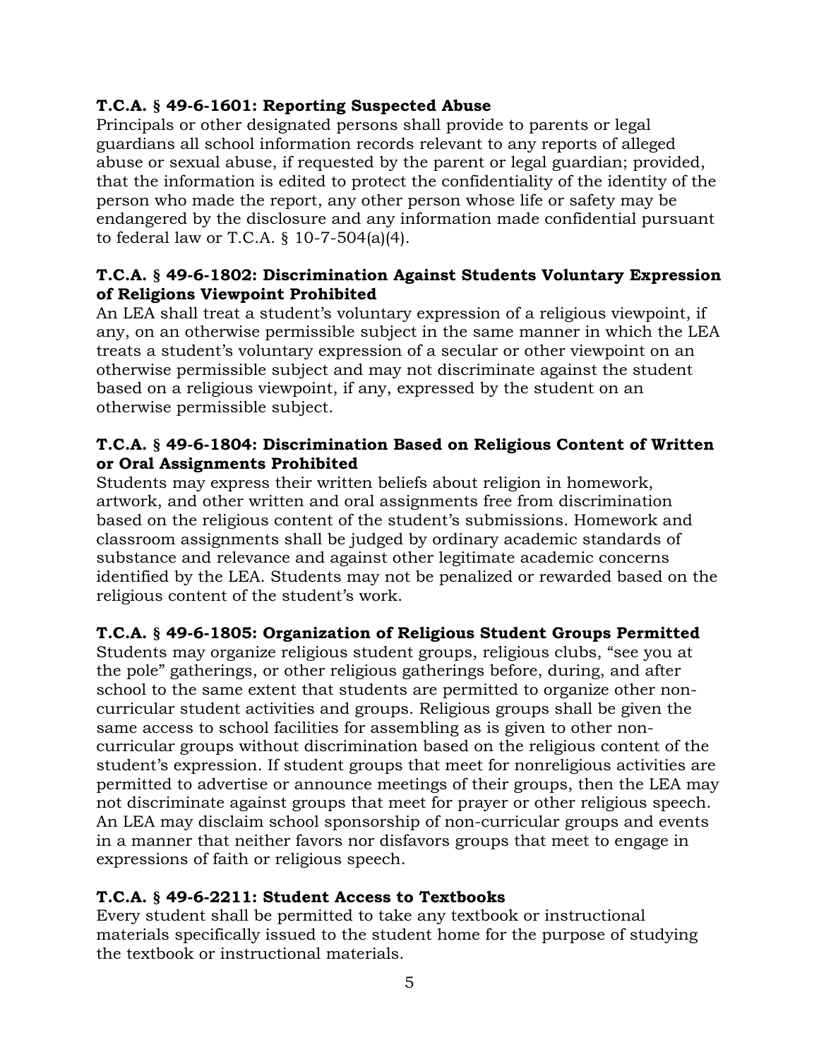**T.C.A. § 49-6-1601: Reporting Suspected Abuse**
Principals or other designated persons shall provide to parents or legal guardians all school information records relevant to any reports of alleged abuse or sexual abuse, if requested by the parent or legal guardian; provided, that the information is edited to protect the confidentiality of the identity of the person who made the report, any other person whose life or safety may be endangered by the disclosure and any information made confidential pursuant to federal law or T.C.A. § 10-7-504(a)(4).

**T.C.A. § 49-6-1802: Discrimination Against Students Voluntary Expression of Religions Viewpoint Prohibited**
An LEA shall treat a student's voluntary expression of a religious viewpoint, if any, on an otherwise permissible subject in the same manner in which the LEA treats a student's voluntary expression of a secular or other viewpoint on an otherwise permissible subject and may not discriminate against the student based on a religious viewpoint, if any, expressed by the student on an otherwise permissible subject.

**T.C.A. § 49-6-1804: Discrimination Based on Religious Content of Written or Oral Assignments Prohibited**
Students may express their written beliefs about religion in homework, artwork, and other written and oral assignments free from discrimination based on the religious content of the student's submissions. Homework and classroom assignments shall be judged by ordinary academic standards of substance and relevance and against other legitimate academic concerns identified by the LEA. Students may not be penalized or rewarded based on the religious content of the student's work.

**T.C.A. § 49-6-1805: Organization of Religious Student Groups Permitted**
Students may organize religious student groups, religious clubs, "see you at the pole" gatherings, or other religious gatherings before, during, and after school to the same extent that students are permitted to organize other non-curricular student activities and groups. Religious groups shall be given the same access to school facilities for assembling as is given to other non-curricular groups without discrimination based on the religious content of the student's expression. If student groups that meet for nonreligious activities are permitted to advertise or announce meetings of their groups, then the LEA may not discriminate against groups that meet for prayer or other religious speech. An LEA may disclaim school sponsorship of non-curricular groups and events in a manner that neither favors nor disfavors groups that meet to engage in expressions of faith or religious speech.

**T.C.A. § 49-6-2211: Student Access to Textbooks**
Every student shall be permitted to take any textbook or instructional materials specifically issued to the student home for the purpose of studying the textbook or instructional materials.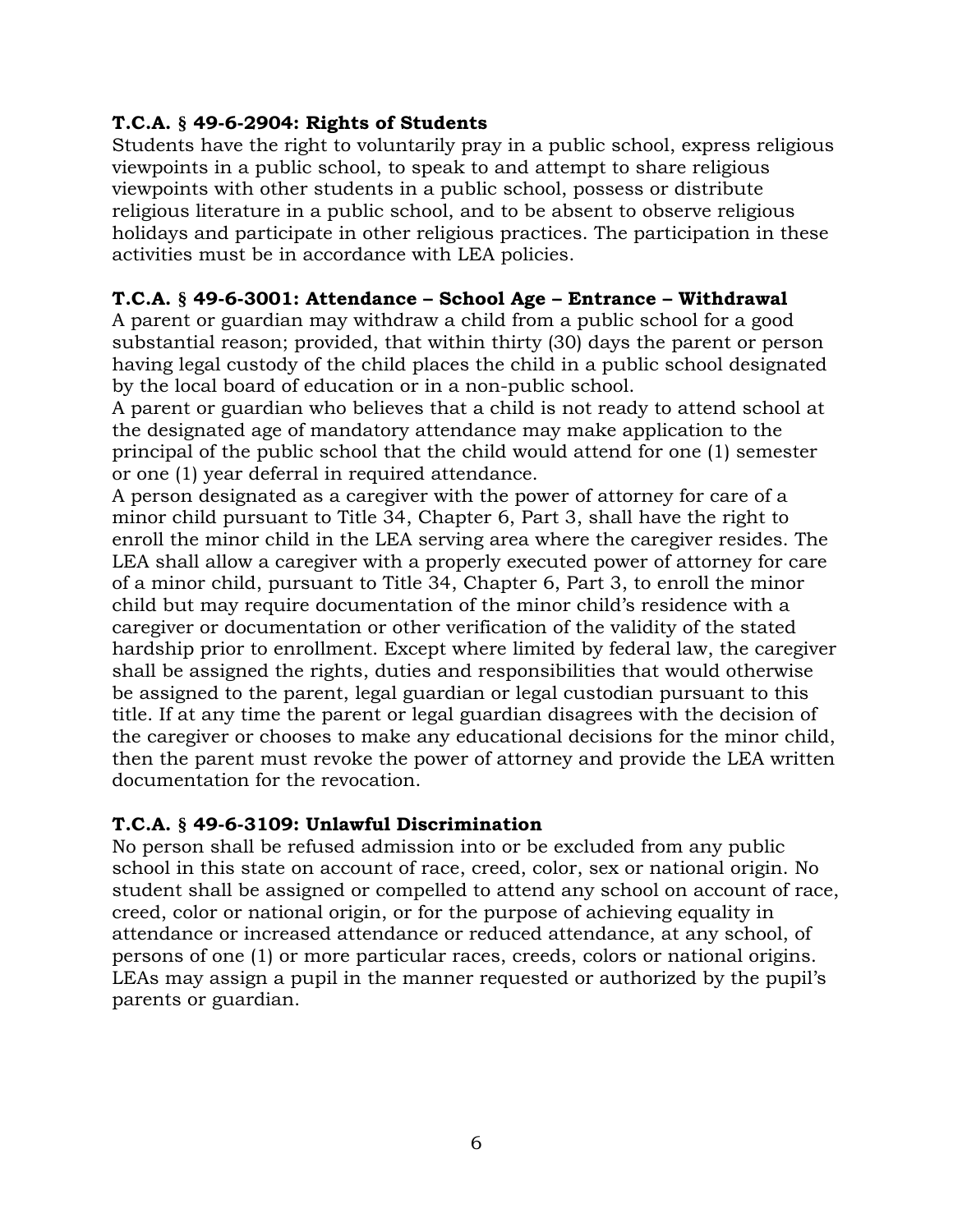**T.C.A. § 49-6-2904: Rights of Students**

Students have the right to voluntarily pray in a public school, express religious viewpoints in a public school, to speak to and attempt to share religious viewpoints with other students in a public school, possess or distribute religious literature in a public school, and to be absent to observe religious holidays and participate in other religious practices. The participation in these activities must be in accordance with LEA policies.

**T.C.A. § 49-6-3001: Attendance – School Age – Entrance – Withdrawal**

A parent or guardian may withdraw a child from a public school for a good substantial reason; provided, that within thirty (30) days the parent or person having legal custody of the child places the child in a public school designated by the local board of education or in a non-public school.

A parent or guardian who believes that a child is not ready to attend school at the designated age of mandatory attendance may make application to the principal of the public school that the child would attend for one (1) semester or one (1) year deferral in required attendance.

A person designated as a caregiver with the power of attorney for care of a minor child pursuant to Title 34, Chapter 6, Part 3, shall have the right to enroll the minor child in the LEA serving area where the caregiver resides. The LEA shall allow a caregiver with a properly executed power of attorney for care of a minor child, pursuant to Title 34, Chapter 6, Part 3, to enroll the minor child but may require documentation of the minor child's residence with a caregiver or documentation or other verification of the validity of the stated hardship prior to enrollment. Except where limited by federal law, the caregiver shall be assigned the rights, duties and responsibilities that would otherwise be assigned to the parent, legal guardian or legal custodian pursuant to this title. If at any time the parent or legal guardian disagrees with the decision of the caregiver or chooses to make any educational decisions for the minor child, then the parent must revoke the power of attorney and provide the LEA written documentation for the revocation.

**T.C.A. § 49-6-3109: Unlawful Discrimination**

No person shall be refused admission into or be excluded from any public school in this state on account of race, creed, color, sex or national origin. No student shall be assigned or compelled to attend any school on account of race, creed, color or national origin, or for the purpose of achieving equality in attendance or increased attendance or reduced attendance, at any school, of persons of one (1) or more particular races, creeds, colors or national origins. LEAs may assign a pupil in the manner requested or authorized by the pupil's parents or guardian.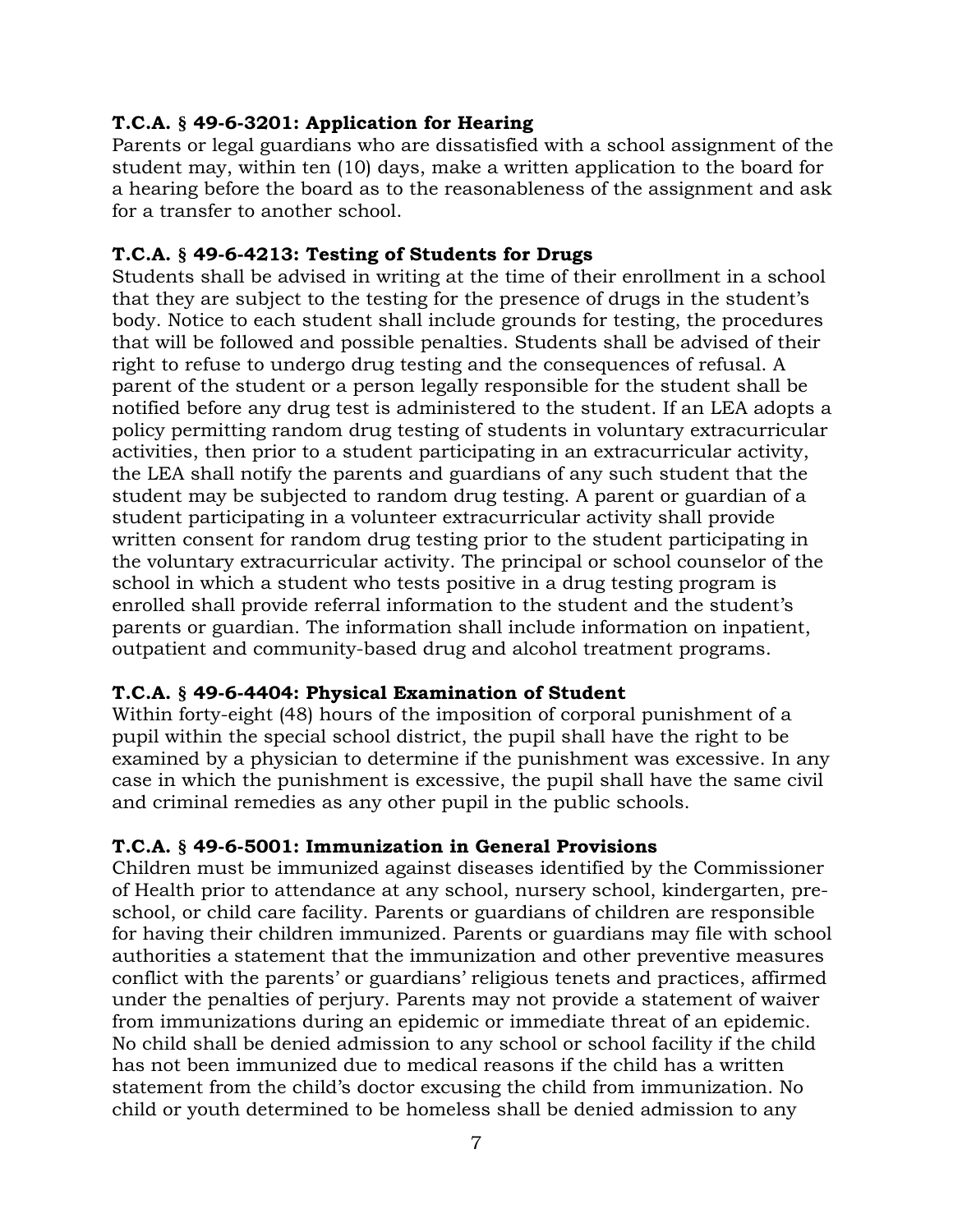**T.C.A. § 49-6-3201: Application for Hearing**
Parents or legal guardians who are dissatisfied with a school assignment of the student may, within ten (10) days, make a written application to the board for a hearing before the board as to the reasonableness of the assignment and ask for a transfer to another school.

**T.C.A. § 49-6-4213: Testing of Students for Drugs**
Students shall be advised in writing at the time of their enrollment in a school that they are subject to the testing for the presence of drugs in the student's body. Notice to each student shall include grounds for testing, the procedures that will be followed and possible penalties. Students shall be advised of their right to refuse to undergo drug testing and the consequences of refusal. A parent of the student or a person legally responsible for the student shall be notified before any drug test is administered to the student. If an LEA adopts a policy permitting random drug testing of students in voluntary extracurricular activities, then prior to a student participating in an extracurricular activity, the LEA shall notify the parents and guardians of any such student that the student may be subjected to random drug testing. A parent or guardian of a student participating in a volunteer extracurricular activity shall provide written consent for random drug testing prior to the student participating in the voluntary extracurricular activity. The principal or school counselor of the school in which a student who tests positive in a drug testing program is enrolled shall provide referral information to the student and the student's parents or guardian. The information shall include information on inpatient, outpatient and community-based drug and alcohol treatment programs.

**T.C.A. § 49-6-4404: Physical Examination of Student**
Within forty-eight (48) hours of the imposition of corporal punishment of a pupil within the special school district, the pupil shall have the right to be examined by a physician to determine if the punishment was excessive. In any case in which the punishment is excessive, the pupil shall have the same civil and criminal remedies as any other pupil in the public schools.

**T.C.A. § 49-6-5001: Immunization in General Provisions**
Children must be immunized against diseases identified by the Commissioner of Health prior to attendance at any school, nursery school, kindergarten, pre-school, or child care facility. Parents or guardians of children are responsible for having their children immunized. Parents or guardians may file with school authorities a statement that the immunization and other preventive measures conflict with the parents' or guardians' religious tenets and practices, affirmed under the penalties of perjury. Parents may not provide a statement of waiver from immunizations during an epidemic or immediate threat of an epidemic. No child shall be denied admission to any school or school facility if the child has not been immunized due to medical reasons if the child has a written statement from the child's doctor excusing the child from immunization. No child or youth determined to be homeless shall be denied admission to any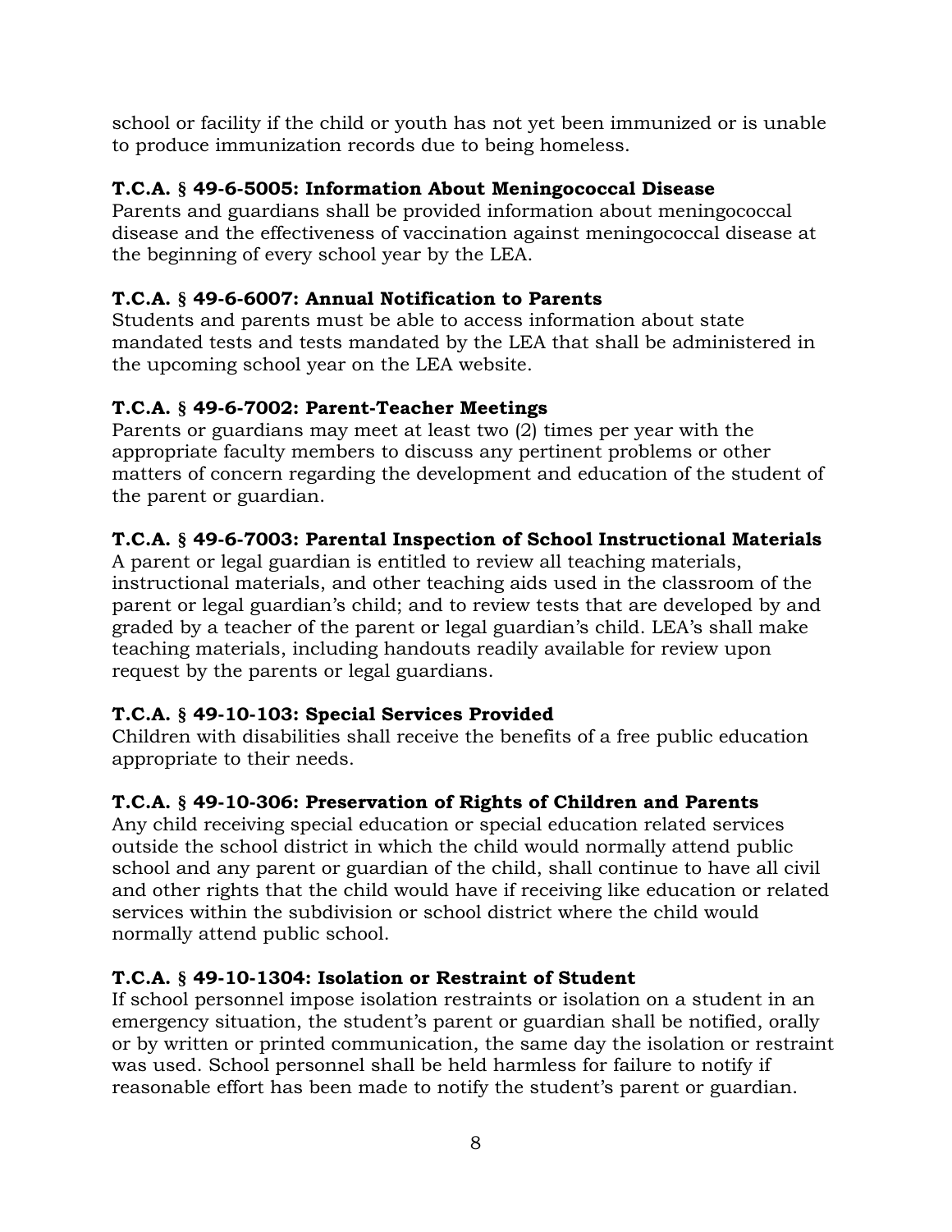school or facility if the child or youth has not yet been immunized or is unable to produce immunization records due to being homeless.

**T.C.A. § 49-6-5005: Information About Meningococcal Disease**
Parents and guardians shall be provided information about meningococcal disease and the effectiveness of vaccination against meningococcal disease at the beginning of every school year by the LEA.

**T.C.A. § 49-6-6007: Annual Notification to Parents**
Students and parents must be able to access information about state mandated tests and tests mandated by the LEA that shall be administered in the upcoming school year on the LEA website.

**T.C.A. § 49-6-7002: Parent-Teacher Meetings**
Parents or guardians may meet at least two (2) times per year with the appropriate faculty members to discuss any pertinent problems or other matters of concern regarding the development and education of the student of the parent or guardian.

**T.C.A. § 49-6-7003: Parental Inspection of School Instructional Materials**
A parent or legal guardian is entitled to review all teaching materials, instructional materials, and other teaching aids used in the classroom of the parent or legal guardian's child; and to review tests that are developed by and graded by a teacher of the parent or legal guardian's child. LEA's shall make teaching materials, including handouts readily available for review upon request by the parents or legal guardians.

**T.C.A. § 49-10-103: Special Services Provided**
Children with disabilities shall receive the benefits of a free public education appropriate to their needs.

**T.C.A. § 49-10-306: Preservation of Rights of Children and Parents**
Any child receiving special education or special education related services outside the school district in which the child would normally attend public school and any parent or guardian of the child, shall continue to have all civil and other rights that the child would have if receiving like education or related services within the subdivision or school district where the child would normally attend public school.

**T.C.A. § 49-10-1304: Isolation or Restraint of Student**
If school personnel impose isolation restraints or isolation on a student in an emergency situation, the student's parent or guardian shall be notified, orally or by written or printed communication, the same day the isolation or restraint was used. School personnel shall be held harmless for failure to notify if reasonable effort has been made to notify the student's parent or guardian.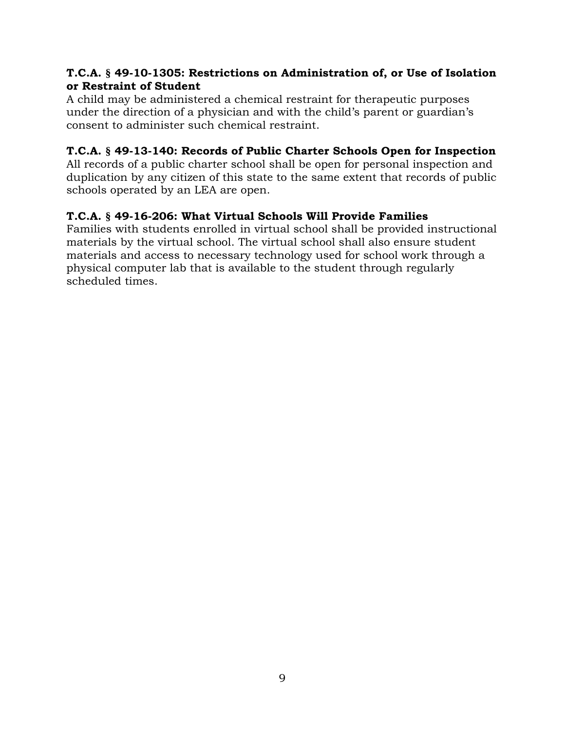**T.C.A. § 49-10-1305: Restrictions on Administration of, or Use of Isolation or Restraint of Student**

A child may be administered a chemical restraint for therapeutic purposes under the direction of a physician and with the child's parent or guardian's consent to administer such chemical restraint.

**T.C.A. § 49-13-140: Records of Public Charter Schools Open for Inspection**

All records of a public charter school shall be open for personal inspection and duplication by any citizen of this state to the same extent that records of public schools operated by an LEA are open.

**T.C.A. § 49-16-206: What Virtual Schools Will Provide Families**

Families with students enrolled in virtual school shall be provided instructional materials by the virtual school. The virtual school shall also ensure student materials and access to necessary technology used for school work through a physical computer lab that is available to the student through regularly scheduled times.